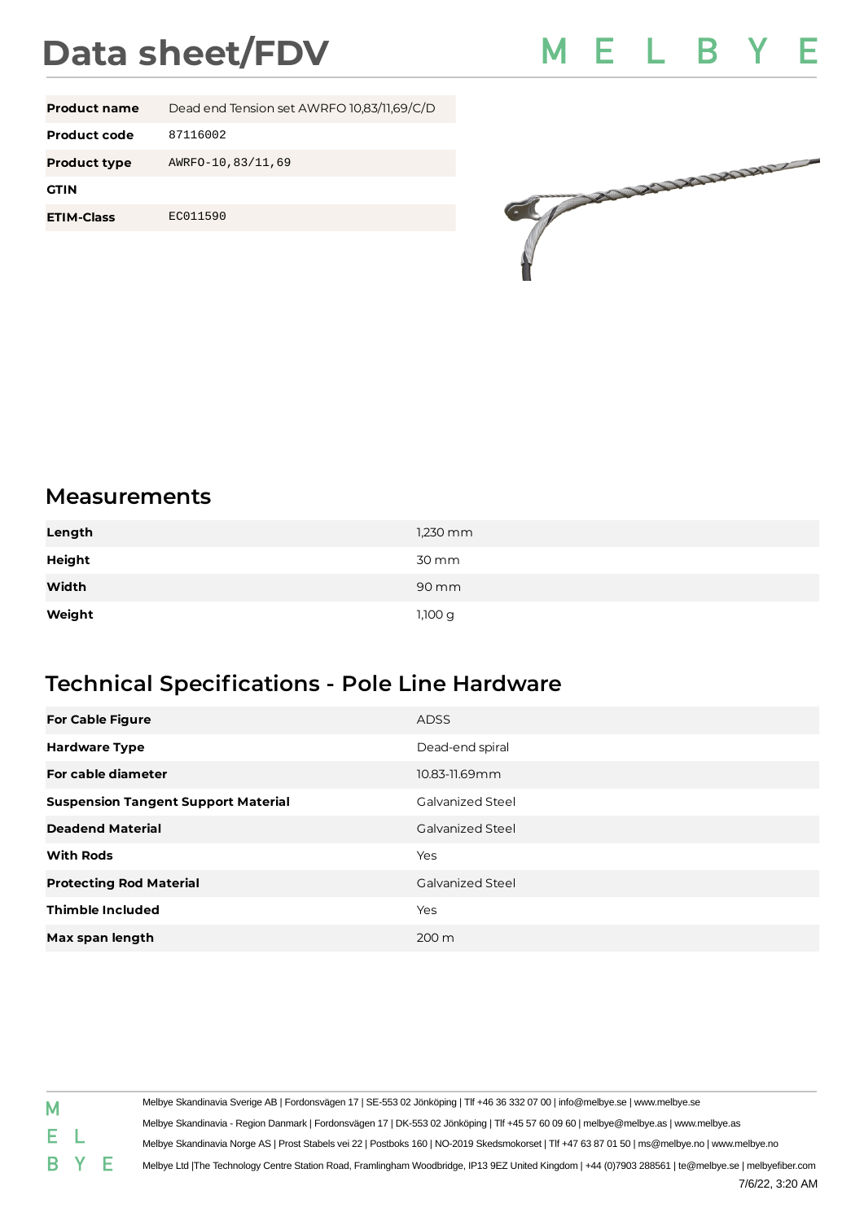# Data sheet/FDV

MELBYE

| Product name | Dead end Tension set AWRFO 10,83/11,69/C/D |
|---|---|
| Product code | 87116002 |
| Product type | AWRFO-10,83/11,69 |
| GTIN | |
| ETIM-Class | EC011590 |

## Measurements

| Length | 1,230 mm |
|---|---|
| Height | 30 mm |
| Width | 90 mm |
| Weight | 1,100 g |

## Technical Specifications - Pole Line Hardware

| For Cable Figure | ADSS |
|---|---|
| Hardware Type | Dead-end spiral |
| For cable diameter | 10.83-11.69mm |
| Suspension Tangent Support Material | Galvanized Steel |
| Deadend Material | Galvanized Steel |
| With Rods | Yes |
| Protecting Rod Material | Galvanized Steel |
| Thimble Included | Yes |
| Max span length | 200 m |

Melbye Skandinavia Sverige AB | Fordonsvägen 17 | SE-553 02 Jönköping | Tlf +46 36 332 07 00 | info@melbye.se | www.melbye.se

Melbye Skandinavia - Region Danmark | Fordonsvägen 17 | DK-553 02 Jönköping | Tlf +45 57 60 09 60 | melbye@melbye.as | www.melbye.as

Melbye Skandinavia Norge AS | Prost Stabels vei 22 | Postboks 160 | NO-2019 Skedsmokorset | Tlf +47 63 87 01 50 | ms@melbye.no | www.melbye.no

Melbye Ltd |The Technology Centre Station Road, Framlingham Woodbridge, IP13 9EZ United Kingdom | +44 (0)7903 288561 | te@melbye.se | melbyefiber.com

7/6/22, 3:20 AM